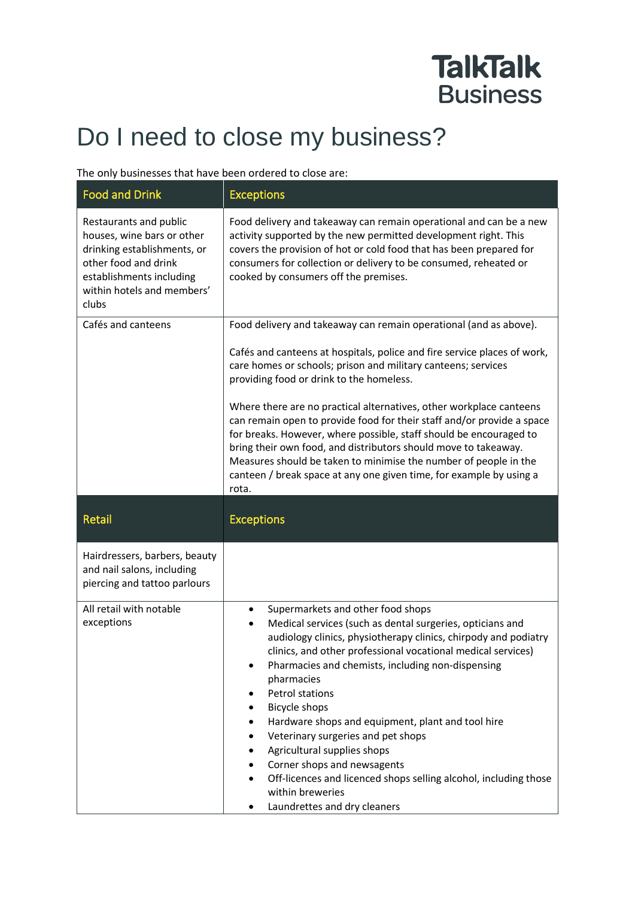# Do I need to close my business?

The only businesses that have been ordered to close are:

| Food and Drink | Exceptions |
| --- | --- |
| Restaurants and public houses, wine bars or other drinking establishments, or other food and drink establishments including within hotels and members' clubs | Food delivery and takeaway can remain operational and can be a new activity supported by the new permitted development right. This covers the provision of hot or cold food that has been prepared for consumers for collection or delivery to be consumed, reheated or cooked by consumers off the premises. |
| Cafés and canteens | Food delivery and takeaway can remain operational (and as above).<br><br>Cafés and canteens at hospitals, police and fire service places of work, care homes or schools; prison and military canteens; services providing food or drink to the homeless.<br><br>Where there are no practical alternatives, other workplace canteens can remain open to provide food for their staff and/or provide a space for breaks. However, where possible, staff should be encouraged to bring their own food, and distributors should move to takeaway. Measures should be taken to minimise the number of people in the canteen / break space at any one given time, for example by using a rota. |
| **Retail** | **Exceptions** |
| Hairdressers, barbers, beauty and nail salons, including piercing and tattoo parlours | |
| All retail with notable exceptions | • Supermarkets and other food shops<br>• Medical services (such as dental surgeries, opticians and audiology clinics, physiotherapy clinics, chirpody and podiatry clinics, and other professional vocational medical services)<br>• Pharmacies and chemists, including non-dispensing pharmacies<br>• Petrol stations<br>• Bicycle shops<br>• Hardware shops and equipment, plant and tool hire<br>• Veterinary surgeries and pet shops<br>• Agricultural supplies shops<br>• Corner shops and newsagents<br>• Off-licences and licenced shops selling alcohol, including those within breweries<br>• Laundrettes and dry cleaners |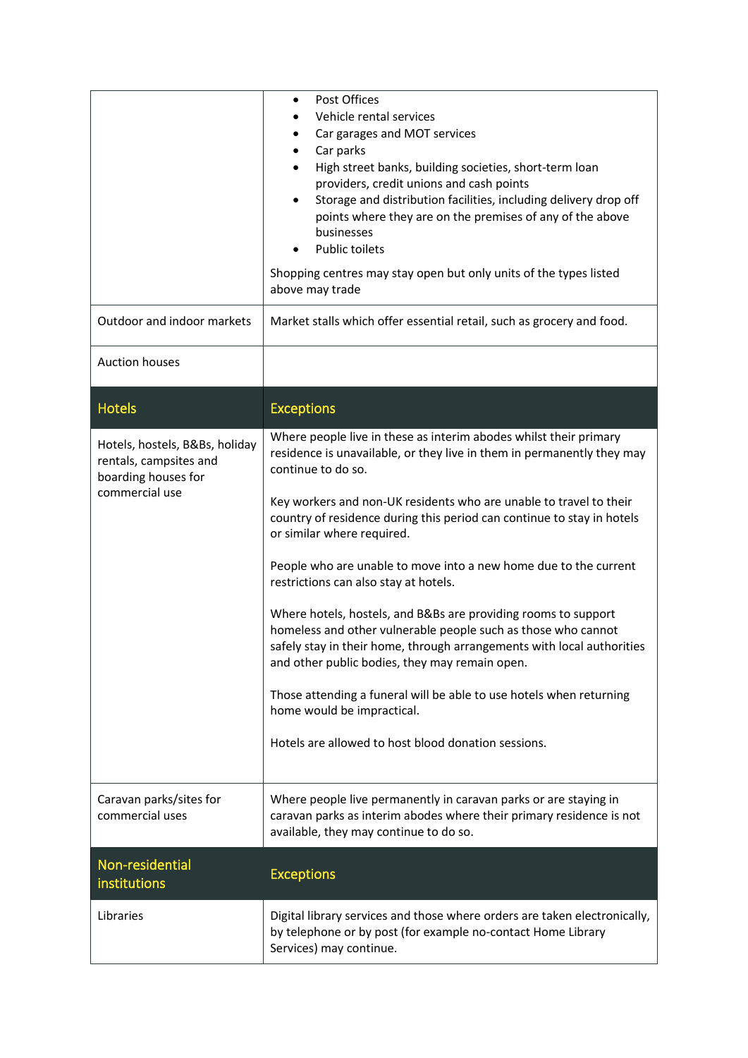| | |
|---|---|
| | • Post Offices<br>• Vehicle rental services<br>• Car garages and MOT services<br>• Car parks<br>• High street banks, building societies, short-term loan providers, credit unions and cash points<br>• Storage and distribution facilities, including delivery drop off points where they are on the premises of any of the above businesses<br>• Public toilets<br><br>Shopping centres may stay open but only units of the types listed above may trade |
| Outdoor and indoor markets | Market stalls which offer essential retail, such as grocery and food. |
| Auction houses | |
| **Hotels** | **Exceptions** |
| Hotels, hostels, B&Bs, holiday rentals, campsites and boarding houses for commercial use | Where people live in these as interim abodes whilst their primary residence is unavailable, or they live in them in permanently they may continue to do so.<br><br>Key workers and non-UK residents who are unable to travel to their country of residence during this period can continue to stay in hotels or similar where required.<br><br>People who are unable to move into a new home due to the current restrictions can also stay at hotels.<br><br>Where hotels, hostels, and B&Bs are providing rooms to support homeless and other vulnerable people such as those who cannot safely stay in their home, through arrangements with local authorities and other public bodies, they may remain open.<br><br>Those attending a funeral will be able to use hotels when returning home would be impractical.<br><br>Hotels are allowed to host blood donation sessions. |
| Caravan parks/sites for commercial uses | Where people live permanently in caravan parks or are staying in caravan parks as interim abodes where their primary residence is not available, they may continue to do so. |
| **Non-residential institutions** | **Exceptions** |
| Libraries | Digital library services and those where orders are taken electronically, by telephone or by post (for example no-contact Home Library Services) may continue. |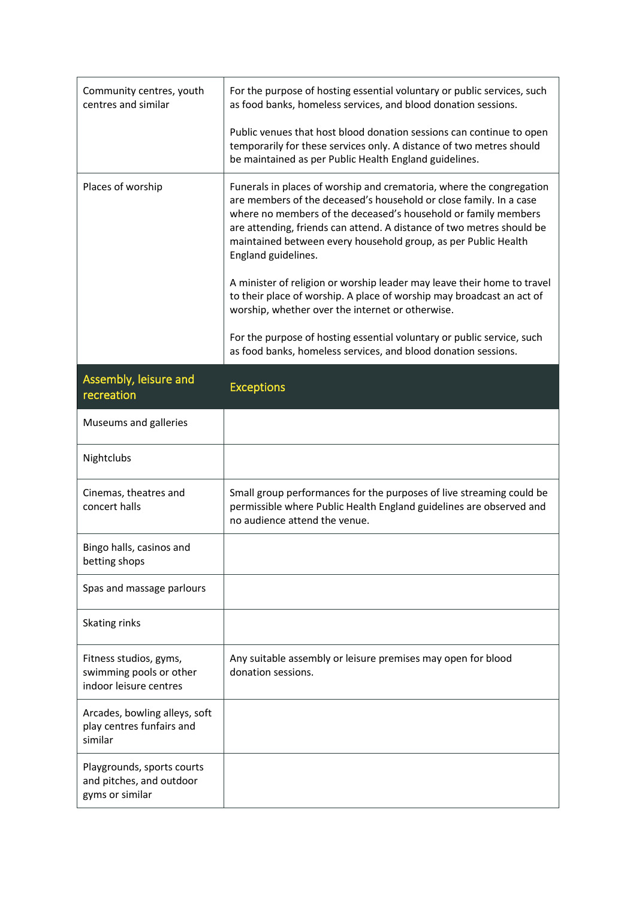| | |
|---|---|
| Community centres, youth centres and similar | For the purpose of hosting essential voluntary or public services, such as food banks, homeless services, and blood donation sessions.<br><br>Public venues that host blood donation sessions can continue to open temporarily for these services only. A distance of two metres should be maintained as per Public Health England guidelines. |
| Places of worship | Funerals in places of worship and crematoria, where the congregation are members of the deceased's household or close family. In a case where no members of the deceased's household or family members are attending, friends can attend. A distance of two metres should be maintained between every household group, as per Public Health England guidelines.<br><br>A minister of religion or worship leader may leave their home to travel to their place of worship. A place of worship may broadcast an act of worship, whether over the internet or otherwise.<br><br>For the purpose of hosting essential voluntary or public service, such as food banks, homeless services, and blood donation sessions. |
| **Assembly, leisure and recreation** | **Exceptions** |
| Museums and galleries | |
| Nightclubs | |
| Cinemas, theatres and concert halls | Small group performances for the purposes of live streaming could be permissible where Public Health England guidelines are observed and no audience attend the venue. |
| Bingo halls, casinos and betting shops | |
| Spas and massage parlours | |
| Skating rinks | |
| Fitness studios, gyms, swimming pools or other indoor leisure centres | Any suitable assembly or leisure premises may open for blood donation sessions. |
| Arcades, bowling alleys, soft play centres funfairs and similar | |
| Playgrounds, sports courts and pitches, and outdoor gyms or similar | |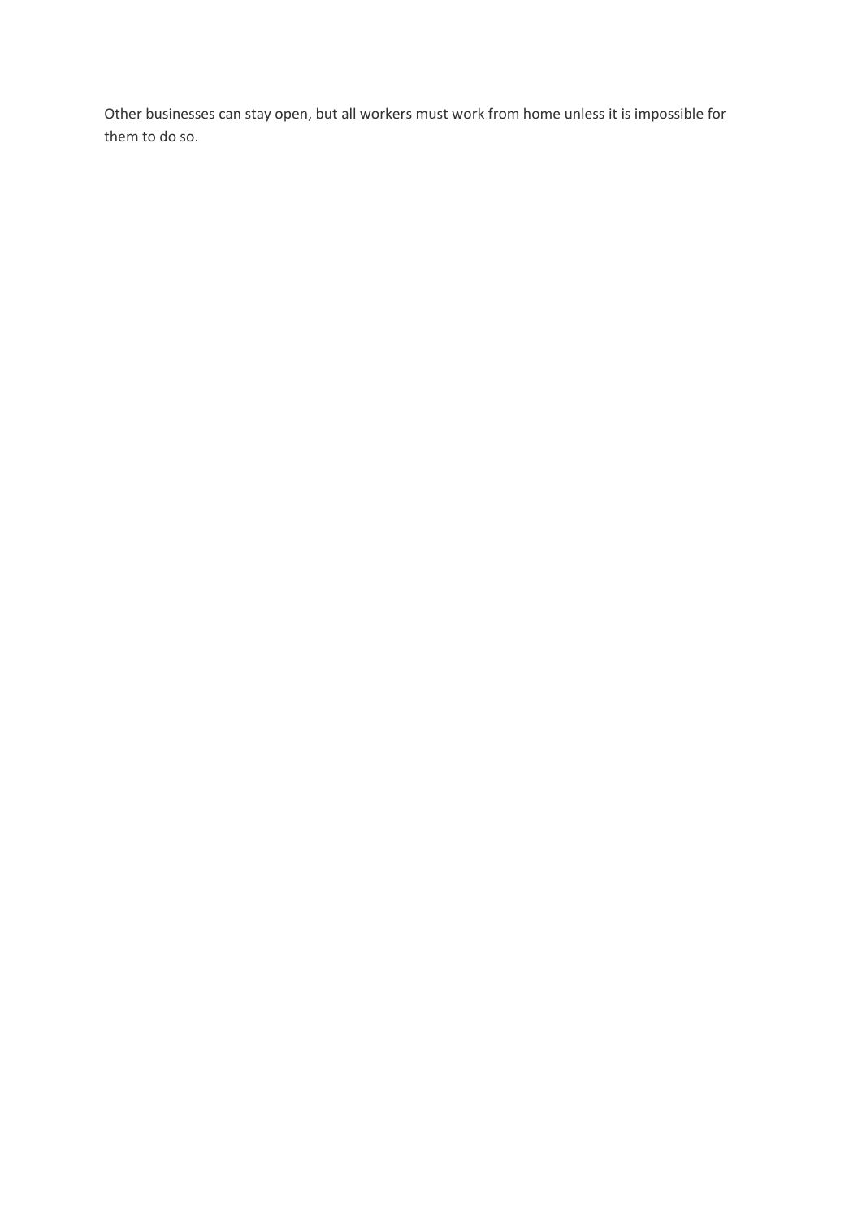Other businesses can stay open, but all workers must work from home unless it is impossible for them to do so.